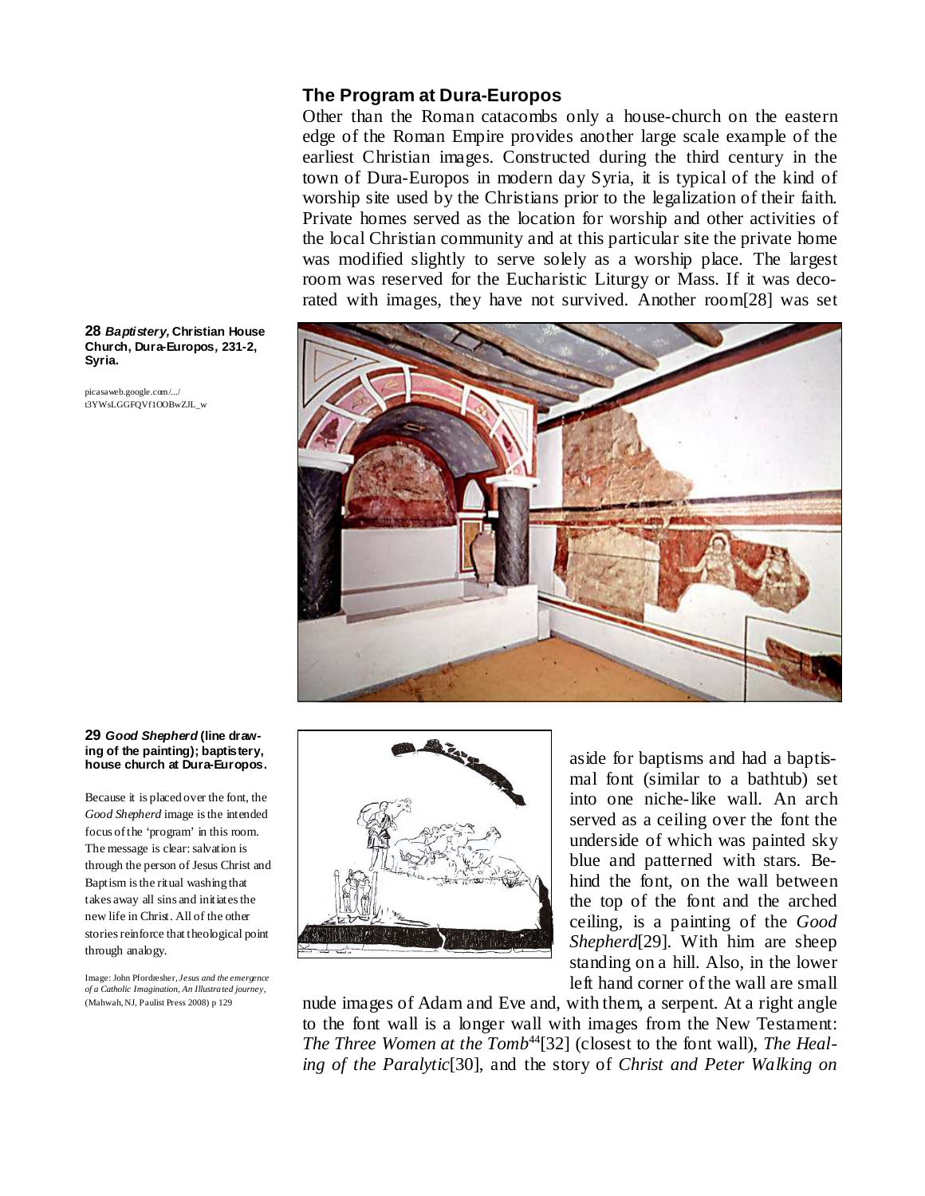## The Program at Dura-Europos

Other than the Roman catacombs only a house-church on the eastern edge of the Roman Empire provides another large scale example of the earliest Christian images. Constructed during the third century in the town of Dura-Europos in modern day Syria, it is typical of the kind of worship site used by the Christians prior to the legalization of their faith. Private homes served as the location for worship and other activities of the local Christian community and at this particular site the private home was modified slightly to serve solely as a worship place. The largest room was reserved for the Eucharistic Liturgy or Mass. If it was decorated with images, they have not survived. Another room[28] was set aside for baptisms and had a baptismal font (similar to a bathtub) set into one niche-like wall. An arch served as a ceiling over the font the underside of which was painted sky blue and patterned with stars. Behind the font, on the wall between the top of the font and the arched ceiling, is a painting of the *Good Shepherd*[29]. With him are sheep standing on a hill. Also, in the lower left hand corner of the wall are small nude images of Adam and Eve and, with them, a serpent. At a right angle to the font wall is a longer wall with images from the New Testament: *The Three Women at the Tomb*[44][32] (closest to the font wall), *The Healing of the Paralytic*[30], and the story of *Christ and Peter Walking on*

**28 *Baptistery*, Christian House Church, Dura-Europos, 231-2, Syria.**

picasaweb.google.com/.../ t3YWsLGGFQVf1OOBwZJL_w

**29 *Good Shepherd* (line drawing of the painting); baptistery, house church at Dura-Europos.**

Because it is placed over the font, the *Good Shepherd* image is the intended focus of the 'program' in this room. The message is clear: salvation is through the person of Jesus Christ and Baptism is the ritual washing that takes away all sins and initiates the new life in Christ. All of the other stories reinforce that theological point through analogy.

Image: John Pfordresher, *Jesus and the emergence of a Catholic Imagination, An Illustrated journey*, (Mahwah, NJ, Paulist Press 2008) p 129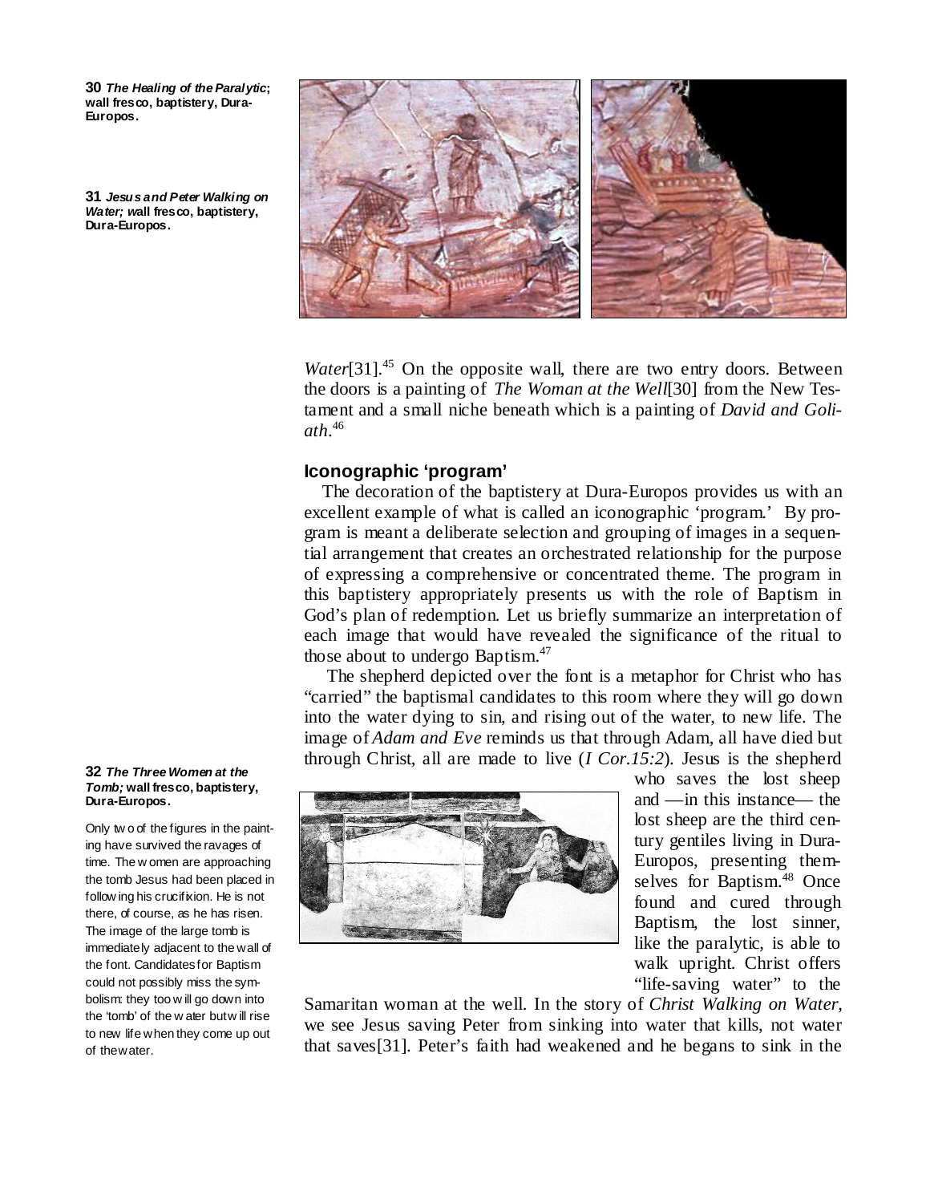**30** ***The Healing of the Paralytic*****; wall fresco, baptistery, Dura-Europos.**

**31** ***Jesus and Peter Walking on Water;*** **wall fresco, baptistery, Dura-Europos.**

*Water*[31].[45] On the opposite wall, there are two entry doors. Between the doors is a painting of *The Woman at the Well*[30] from the New Testament and a small niche beneath which is a painting of *David and Goliath*.[46]

## Iconographic 'program'

The decoration of the baptistery at Dura-Europos provides us with an excellent example of what is called an iconographic 'program.' By program is meant a deliberate selection and grouping of images in a sequential arrangement that creates an orchestrated relationship for the purpose of expressing a comprehensive or concentrated theme. The program in this baptistery appropriately presents us with the role of Baptism in God's plan of redemption. Let us briefly summarize an interpretation of each image that would have revealed the significance of the ritual to those about to undergo Baptism.[47]

The shepherd depicted over the font is a metaphor for Christ who has "carried" the baptismal candidates to this room where they will go down into the water dying to sin, and rising out of the water, to new life. The image of *Adam and Eve* reminds us that through Adam, all have died but through Christ, all are made to live (*I Cor.15:2*). Jesus is the shepherd who saves the lost sheep and —in this instance— the lost sheep are the third century gentiles living in Dura-Europos, presenting themselves for Baptism.[48] Once found and cured through Baptism, the lost sinner, like the paralytic, is able to walk upright. Christ offers "life-saving water" to the Samaritan woman at the well. In the story of *Christ Walking on Water*, we see Jesus saving Peter from sinking into water that kills, not water that saves[31]. Peter's faith had weakened and he begans to sink in the

**32** ***The Three Women at the Tomb;*** **wall fresco, baptistery, Dura-Europos.**

Only two of the figures in the painting have survived the ravages of time. The women are approaching the tomb Jesus had been placed in following his crucifixion. He is not there, of course, as he has risen. The image of the large tomb is immediately adjacent to the wall of the font. Candidates for Baptism could not possibly miss the symbolism: they too will go down into the 'tomb' of the water but will rise to new life when they come up out of the water.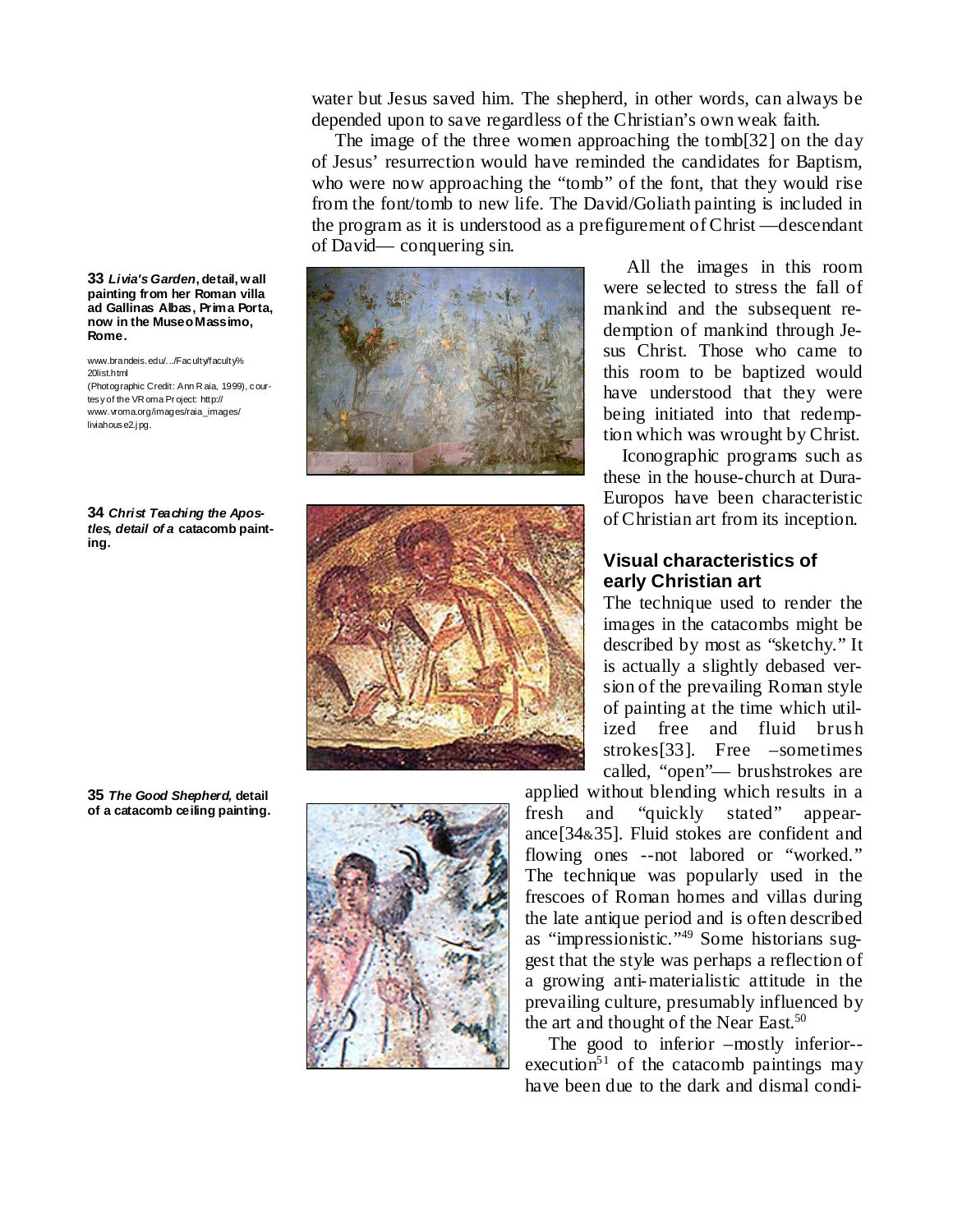water but Jesus saved him. The shepherd, in other words, can always be depended upon to save regardless of the Christian's own weak faith.

The image of the three women approaching the tomb[32] on the day of Jesus' resurrection would have reminded the candidates for Baptism, who were now approaching the "tomb" of the font, that they would rise from the font/tomb to new life. The David/Goliath painting is included in the program as it is understood as a prefigurement of Christ —descendant of David— conquering sin.

All the images in this room were selected to stress the fall of mankind and the subsequent redemption of mankind through Jesus Christ. Those who came to this room to be baptized would have understood that they were being initiated into that redemption which was wrought by Christ.

Iconographic programs such as these in the house-church at Dura-Europos have been characteristic of Christian art from its inception.

**33 *Livia's Garden*, detail, wall painting from her Roman villa ad Gallinas Albas, Prima Porta, now in the Museo Massimo, Rome.**

www.brandeis.edu/.../Faculty/faculty%20list.html
(Photographic Credit: Ann Raia, 1999), courtesy of the VRoma Project: http://www.vroma.org/images/raia_images/liviahouse2.jpg.

**34 *Christ Teaching the Apostles, detail of a* catacomb painting.**

**35 *The Good Shepherd,* detail of a catacomb ceiling painting.**

## Visual characteristics of early Christian art

The technique used to render the images in the catacombs might be described by most as "sketchy." It is actually a slightly debased version of the prevailing Roman style of painting at the time which utilized free and fluid brush strokes[33]. Free –sometimes called, "open"— brushstrokes are applied without blending which results in a fresh and "quickly stated" appearance[34&35]. Fluid stokes are confident and flowing ones --not labored or "worked." The technique was popularly used in the frescoes of Roman homes and villas during the late antique period and is often described as "impressionistic."[49] Some historians suggest that the style was perhaps a reflection of a growing anti-materialistic attitude in the prevailing culture, presumably influenced by the art and thought of the Near East.[50]

The good to inferior –mostly inferior--execution[51] of the catacomb paintings may have been due to the dark and dismal condi-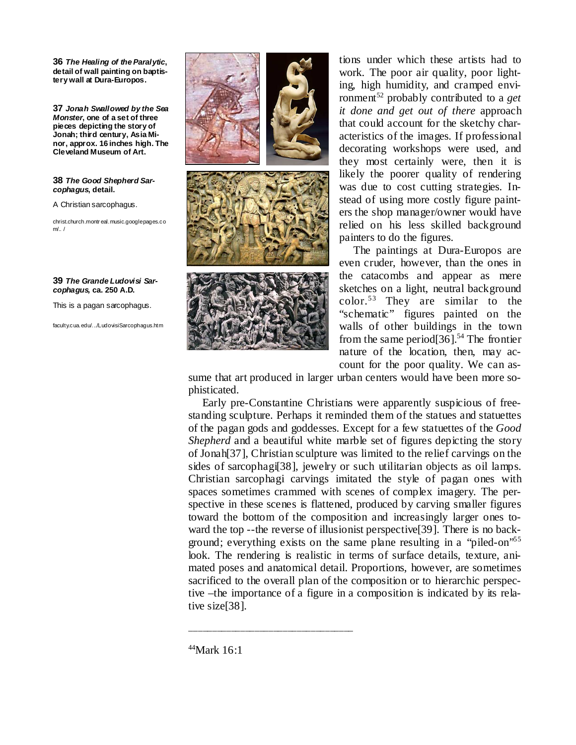**36** ***The Healing of the Paralytic*, detail of wall painting on baptistery wall at Dura-Europos.**

**37** ***Jonah Swallowed by the Sea Monster*, one of a set of three pieces depicting the story of Jonah; third century, Asia Minor, approx. 16 inches high. The Cleveland Museum of Art.**

**38** ***The Good Shepherd Sarcophagus*, detail.**

A Christian sarcophagus.

christ.church.montreal.music.googlepages.com/.. /

**39** ***The Grande Ludovisi Sarcophagus*, ca. 250 A.D.**

This is a pagan sarcophagus.

faculty.cua.edu/.../LudovisiSarcophagus.htm

tions under which these artists had to work. The poor air quality, poor lighting, high humidity, and cramped environment[52] probably contributed to a *get it done and get out of there* approach that could account for the sketchy characteristics of the images. If professional decorating workshops were used, and they most certainly were, then it is likely the poorer quality of rendering was due to cost cutting strategies. Instead of using more costly figure painters the shop manager/owner would have relied on his less skilled background painters to do the figures.

The paintings at Dura-Europos are even cruder, however, than the ones in the catacombs and appear as mere sketches on a light, neutral background color.[53] They are similar to the "schematic" figures painted on the walls of other buildings in the town from the same period[36].[54] The frontier nature of the location, then, may account for the poor quality. We can assume that art produced in larger urban centers would have been more sophisticated.

Early pre-Constantine Christians were apparently suspicious of free-standing sculpture. Perhaps it reminded them of the statues and statuettes of the pagan gods and goddesses. Except for a few statuettes of the *Good Shepherd* and a beautiful white marble set of figures depicting the story of Jonah[37], Christian sculpture was limited to the relief carvings on the sides of sarcophagi[38], jewelry or such utilitarian objects as oil lamps. Christian sarcophagi carvings imitated the style of pagan ones with spaces sometimes crammed with scenes of complex imagery. The perspective in these scenes is flattened, produced by carving smaller figures toward the bottom of the composition and increasingly larger ones toward the top --the reverse of illusionist perspective[39]. There is no background; everything exists on the same plane resulting in a "piled-on"[55] look. The rendering is realistic in terms of surface details, texture, animated poses and anatomical detail. Proportions, however, are sometimes sacrificed to the overall plan of the composition or to hierarchic perspective –the importance of a figure in a composition is indicated by its relative size[38].

---

[44]Mark 16:1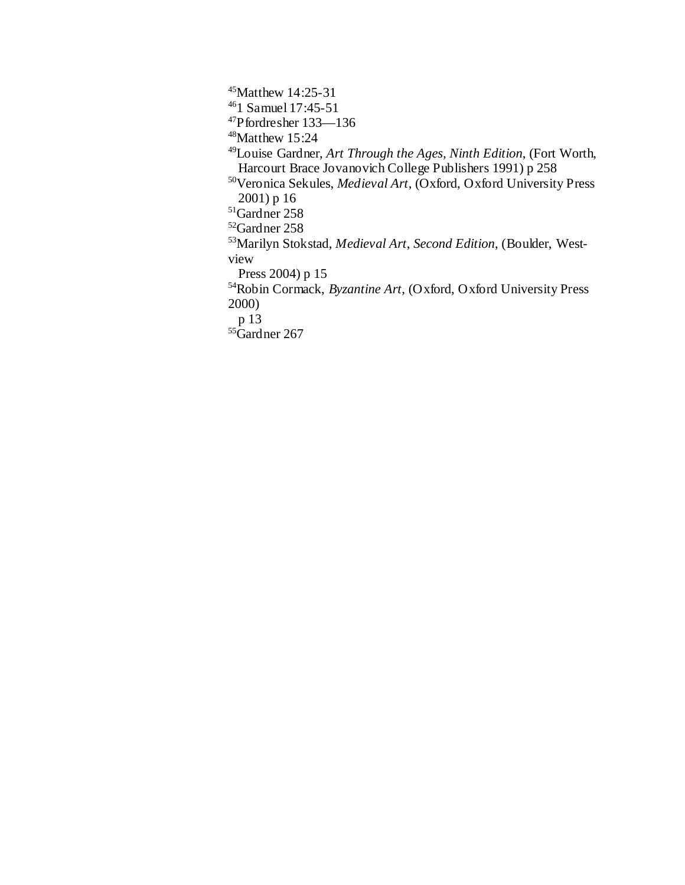[45]Matthew 14:25-31

[46]1 Samuel 17:45-51

[47]Pfordresher 133—136

[48]Matthew 15:24

[49]Louise Gardner, *Art Through the Ages, Ninth Edition*, (Fort Worth, Harcourt Brace Jovanovich College Publishers 1991) p 258

[50]Veronica Sekules, *Medieval Art*, (Oxford, Oxford University Press 2001) p 16

[51]Gardner 258

[52]Gardner 258

[53]Marilyn Stokstad, *Medieval Art, Second Edition*, (Boulder, West-view Press 2004) p 15

[54]Robin Cormack, *Byzantine Art*, (Oxford, Oxford University Press 2000) p 13

[55]Gardner 267